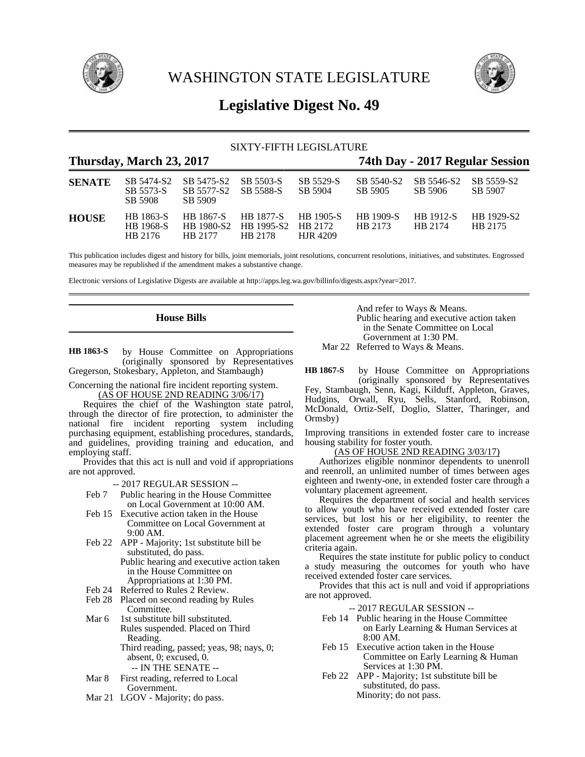# WASHINGTON STATE LEGISLATURE

## Legislative Digest No. 49

SIXTY-FIFTH LEGISLATURE

**Thursday, March 23, 2017** **74th Day - 2017 Regular Session**

| | | | | | | | |
|---|---|---|---|---|---|---|---|
| **SENATE** | SB 5474-S2 | SB 5475-S2 | SB 5503-S | SB 5529-S | SB 5540-S2 | SB 5546-S2 | SB 5559-S2 |
| | SB 5573-S | SB 5577-S2 | SB 5588-S | SB 5904 | SB 5905 | SB 5906 | SB 5907 |
| | SB 5908 | SB 5909 | | | | | |
| **HOUSE** | HB 1863-S | HB 1867-S | HB 1877-S | HB 1905-S | HB 1909-S | HB 1912-S | HB 1929-S2 |
| | HB 1968-S | HB 1980-S2 | HB 1995-S2 | HB 2172 | HB 2173 | HB 2174 | HB 2175 |
| | HB 2176 | HB 2177 | HB 2178 | HJR 4209 | | | |

This publication includes digest and history for bills, joint memorials, joint resolutions, concurrent resolutions, initiatives, and substitutes. Engrossed measures may be republished if the amendment makes a substantive change.

Electronic versions of Legislative Digests are available at http://apps.leg.wa.gov/billinfo/digests.aspx?year=2017.

### House Bills

**HB 1863-S** by House Committee on Appropriations (originally sponsored by Representatives Gregerson, Stokesbary, Appleton, and Stambaugh)

Concerning the national fire incident reporting system.

(AS OF HOUSE 2ND READING 3/06/17)

Requires the chief of the Washington state patrol, through the director of fire protection, to administer the national fire incident reporting system including purchasing equipment, establishing procedures, standards, and guidelines, providing training and education, and employing staff.

Provides that this act is null and void if appropriations are not approved.

-- 2017 REGULAR SESSION --

Feb 7 Public hearing in the House Committee on Local Government at 10:00 AM.

Feb 15 Executive action taken in the House Committee on Local Government at 9:00 AM.

Feb 22 APP - Majority; 1st substitute bill be substituted, do pass.
Public hearing and executive action taken in the House Committee on Appropriations at 1:30 PM.

Feb 24 Referred to Rules 2 Review.

Feb 28 Placed on second reading by Rules Committee.

Mar 6 1st substitute bill substituted.
Rules suspended. Placed on Third Reading.
Third reading, passed; yeas, 98; nays, 0; absent, 0; excused, 0.

-- IN THE SENATE --

Mar 8 First reading, referred to Local Government.

Mar 21 LGOV - Majority; do pass.
And refer to Ways & Means.
Public hearing and executive action taken in the Senate Committee on Local Government at 1:30 PM.

Mar 22 Referred to Ways & Means.

**HB 1867-S** by House Committee on Appropriations (originally sponsored by Representatives Fey, Stambaugh, Senn, Kagi, Kilduff, Appleton, Graves, Hudgins, Orwall, Ryu, Sells, Stanford, Robinson, McDonald, Ortiz-Self, Doglio, Slatter, Tharinger, and Ormsby)

Improving transitions in extended foster care to increase housing stability for foster youth.

(AS OF HOUSE 2ND READING 3/03/17)

Authorizes eligible nonminor dependents to unenroll and reenroll, an unlimited number of times between ages eighteen and twenty-one, in extended foster care through a voluntary placement agreement.

Requires the department of social and health services to allow youth who have received extended foster care services, but lost his or her eligibility, to reenter the extended foster care program through a voluntary placement agreement when he or she meets the eligibility criteria again.

Requires the state institute for public policy to conduct a study measuring the outcomes for youth who have received extended foster care services.

Provides that this act is null and void if appropriations are not approved.

-- 2017 REGULAR SESSION --

Feb 14 Public hearing in the House Committee on Early Learning & Human Services at 8:00 AM.

Feb 15 Executive action taken in the House Committee on Early Learning & Human Services at 1:30 PM.

Feb 22 APP - Majority; 1st substitute bill be substituted, do pass.
Minority; do not pass.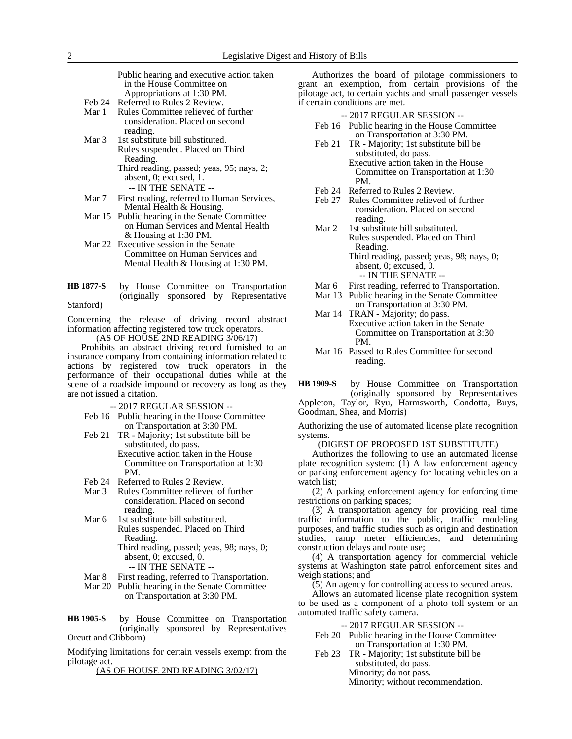Public hearing and executive action taken in the House Committee on Appropriations at 1:30 PM.

Feb 24 Referred to Rules 2 Review.

Mar 1 Rules Committee relieved of further consideration. Placed on second reading.

Mar 3 1st substitute bill substituted.
Rules suspended. Placed on Third Reading.
Third reading, passed; yeas, 95; nays, 2; absent, 0; excused, 1.

-- IN THE SENATE --

Mar 7 First reading, referred to Human Services, Mental Health & Housing.

Mar 15 Public hearing in the Senate Committee on Human Services and Mental Health & Housing at 1:30 PM.

Mar 22 Executive session in the Senate Committee on Human Services and Mental Health & Housing at 1:30 PM.

**HB 1877-S** by House Committee on Transportation (originally sponsored by Representative Stanford)

Concerning the release of driving record abstract information affecting registered tow truck operators.

(AS OF HOUSE 2ND READING 3/06/17)

Prohibits an abstract driving record furnished to an insurance company from containing information related to actions by registered tow truck operators in the performance of their occupational duties while at the scene of a roadside impound or recovery as long as they are not issued a citation.

-- 2017 REGULAR SESSION --

Feb 16 Public hearing in the House Committee on Transportation at 3:30 PM.

Feb 21 TR - Majority; 1st substitute bill be substituted, do pass.
Executive action taken in the House Committee on Transportation at 1:30 PM.

Feb 24 Referred to Rules 2 Review.

Mar 3 Rules Committee relieved of further consideration. Placed on second reading.

Mar 6 1st substitute bill substituted.
Rules suspended. Placed on Third Reading.
Third reading, passed; yeas, 98; nays, 0; absent, 0; excused, 0.

-- IN THE SENATE --

Mar 8 First reading, referred to Transportation.

Mar 20 Public hearing in the Senate Committee on Transportation at 3:30 PM.

**HB 1905-S** by House Committee on Transportation (originally sponsored by Representatives Orcutt and Clibborn)

Modifying limitations for certain vessels exempt from the pilotage act.

(AS OF HOUSE 2ND READING 3/02/17)

Authorizes the board of pilotage commissioners to grant an exemption, from certain provisions of the pilotage act, to certain yachts and small passenger vessels if certain conditions are met.

-- 2017 REGULAR SESSION --

Feb 16 Public hearing in the House Committee on Transportation at 3:30 PM.

Feb 21 TR - Majority; 1st substitute bill be substituted, do pass.
Executive action taken in the House Committee on Transportation at 1:30 PM.

Feb 24 Referred to Rules 2 Review.

Feb 27 Rules Committee relieved of further consideration. Placed on second reading.

Mar 2 1st substitute bill substituted.
Rules suspended. Placed on Third Reading.
Third reading, passed; yeas, 98; nays, 0; absent, 0; excused, 0.

-- IN THE SENATE --

Mar 6 First reading, referred to Transportation.

Mar 13 Public hearing in the Senate Committee on Transportation at 3:30 PM.

Mar 14 TRAN - Majority; do pass.
Executive action taken in the Senate Committee on Transportation at 3:30 PM.

Mar 16 Passed to Rules Committee for second reading.

**HB 1909-S** by House Committee on Transportation (originally sponsored by Representatives Appleton, Taylor, Ryu, Harmsworth, Condotta, Buys, Goodman, Shea, and Morris)

Authorizing the use of automated license plate recognition systems.

(DIGEST OF PROPOSED 1ST SUBSTITUTE)

Authorizes the following to use an automated license plate recognition system: (1) A law enforcement agency or parking enforcement agency for locating vehicles on a watch list;

(2) A parking enforcement agency for enforcing time restrictions on parking spaces;

(3) A transportation agency for providing real time traffic information to the public, traffic modeling purposes, and traffic studies such as origin and destination studies, ramp meter efficiencies, and determining construction delays and route use;

(4) A transportation agency for commercial vehicle systems at Washington state patrol enforcement sites and weigh stations; and

(5) An agency for controlling access to secured areas.

Allows an automated license plate recognition system to be used as a component of a photo toll system or an automated traffic safety camera.

-- 2017 REGULAR SESSION --

Feb 20 Public hearing in the House Committee on Transportation at 1:30 PM.

Feb 23 TR - Majority; 1st substitute bill be substituted, do pass.
Minority; do not pass.
Minority; without recommendation.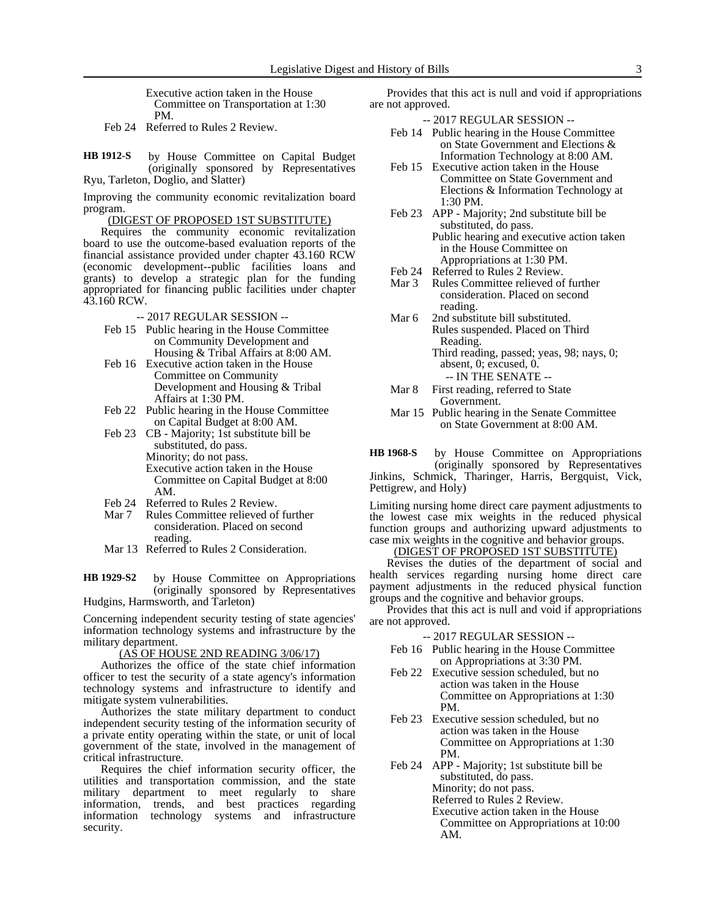Executive action taken in the House Committee on Transportation at 1:30 PM.

Feb 24 Referred to Rules 2 Review.

**HB 1912-S** by House Committee on Capital Budget (originally sponsored by Representatives Ryu, Tarleton, Doglio, and Slatter)

Improving the community economic revitalization board program.

(DIGEST OF PROPOSED 1ST SUBSTITUTE)

Requires the community economic revitalization board to use the outcome-based evaluation reports of the financial assistance provided under chapter 43.160 RCW (economic development--public facilities loans and grants) to develop a strategic plan for the funding appropriated for financing public facilities under chapter 43.160 RCW.

-- 2017 REGULAR SESSION --

Feb 15 Public hearing in the House Committee on Community Development and Housing & Tribal Affairs at 8:00 AM.

Feb 16 Executive action taken in the House Committee on Community Development and Housing & Tribal Affairs at 1:30 PM.

Feb 22 Public hearing in the House Committee on Capital Budget at 8:00 AM.

Feb 23 CB - Majority; 1st substitute bill be substituted, do pass.
Minority; do not pass.
Executive action taken in the House Committee on Capital Budget at 8:00 AM.

Feb 24 Referred to Rules 2 Review.

Mar 7 Rules Committee relieved of further consideration. Placed on second reading.

Mar 13 Referred to Rules 2 Consideration.

**HB 1929-S2** by House Committee on Appropriations (originally sponsored by Representatives Hudgins, Harmsworth, and Tarleton)

Concerning independent security testing of state agencies' information technology systems and infrastructure by the military department.

(AS OF HOUSE 2ND READING 3/06/17)

Authorizes the office of the state chief information officer to test the security of a state agency's information technology systems and infrastructure to identify and mitigate system vulnerabilities.

Authorizes the state military department to conduct independent security testing of the information security of a private entity operating within the state, or unit of local government of the state, involved in the management of critical infrastructure.

Requires the chief information security officer, the utilities and transportation commission, and the state military department to meet regularly to share information, trends, and best practices regarding information technology systems and infrastructure security.

Provides that this act is null and void if appropriations are not approved.

-- 2017 REGULAR SESSION --

Feb 14 Public hearing in the House Committee on State Government and Elections & Information Technology at 8:00 AM.

Feb 15 Executive action taken in the House Committee on State Government and Elections & Information Technology at 1:30 PM.

Feb 23 APP - Majority; 2nd substitute bill be substituted, do pass.
Public hearing and executive action taken in the House Committee on Appropriations at 1:30 PM.

Feb 24 Referred to Rules 2 Review.

Mar 3 Rules Committee relieved of further consideration. Placed on second reading.

Mar 6 2nd substitute bill substituted.
Rules suspended. Placed on Third Reading.
Third reading, passed; yeas, 98; nays, 0; absent, 0; excused, 0.

-- IN THE SENATE --

Mar 8 First reading, referred to State Government.

Mar 15 Public hearing in the Senate Committee on State Government at 8:00 AM.

**HB 1968-S** by House Committee on Appropriations (originally sponsored by Representatives Jinkins, Schmick, Tharinger, Harris, Bergquist, Vick, Pettigrew, and Holy)

Limiting nursing home direct care payment adjustments to the lowest case mix weights in the reduced physical function groups and authorizing upward adjustments to case mix weights in the cognitive and behavior groups.

(DIGEST OF PROPOSED 1ST SUBSTITUTE)

Revises the duties of the department of social and health services regarding nursing home direct care payment adjustments in the reduced physical function groups and the cognitive and behavior groups.

Provides that this act is null and void if appropriations are not approved.

-- 2017 REGULAR SESSION --

Feb 16 Public hearing in the House Committee on Appropriations at 3:30 PM.

Feb 22 Executive session scheduled, but no action was taken in the House Committee on Appropriations at 1:30 PM.

Feb 23 Executive session scheduled, but no action was taken in the House Committee on Appropriations at 1:30 PM.

Feb 24 APP - Majority; 1st substitute bill be substituted, do pass.
Minority; do not pass.
Referred to Rules 2 Review.
Executive action taken in the House Committee on Appropriations at 10:00 AM.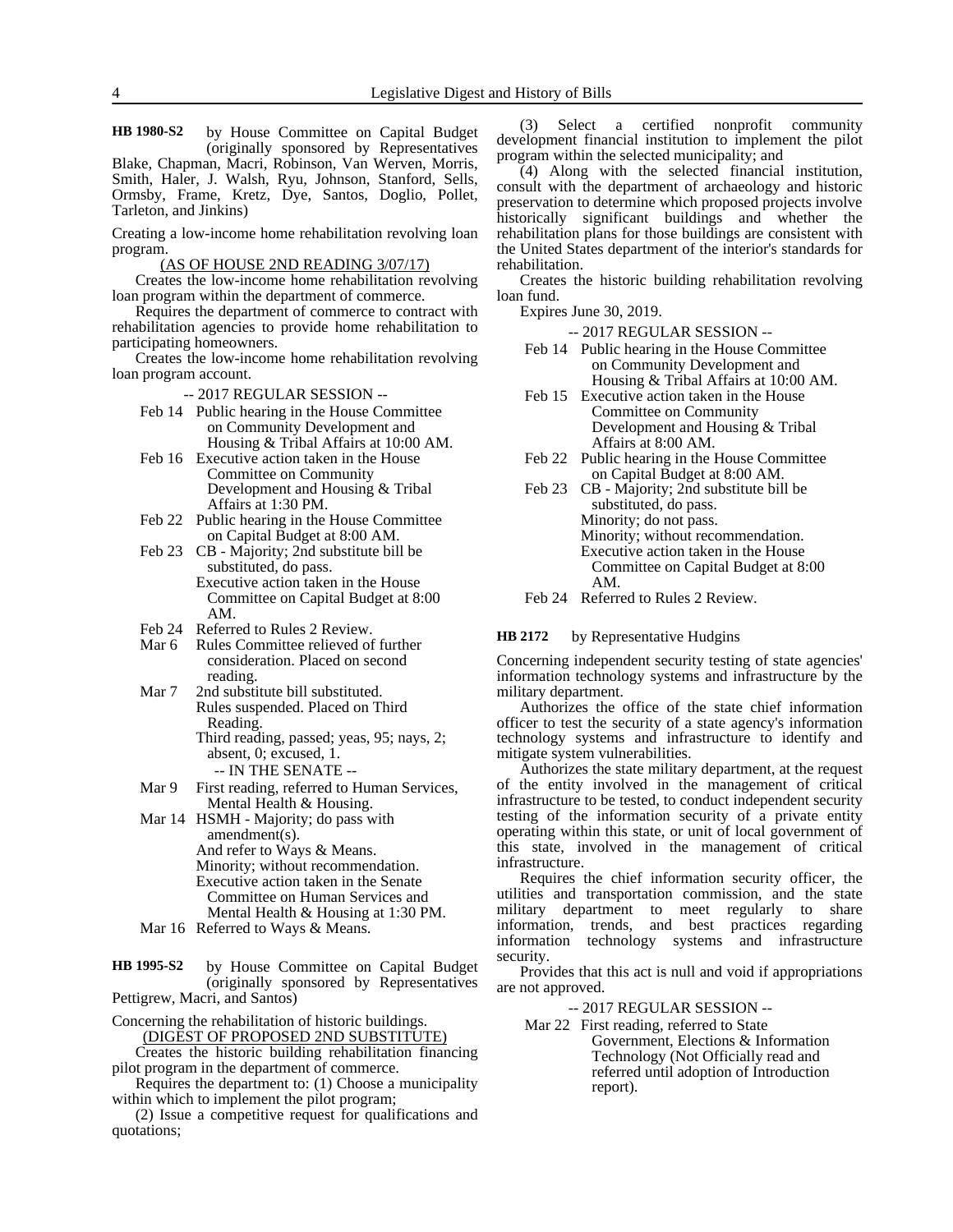**HB 1980-S2** by House Committee on Capital Budget (originally sponsored by Representatives Blake, Chapman, Macri, Robinson, Van Werven, Morris, Smith, Haler, J. Walsh, Ryu, Johnson, Stanford, Sells, Ormsby, Frame, Kretz, Dye, Santos, Doglio, Pollet, Tarleton, and Jinkins)

Creating a low-income home rehabilitation revolving loan program.

(AS OF HOUSE 2ND READING 3/07/17)

Creates the low-income home rehabilitation revolving loan program within the department of commerce.

Requires the department of commerce to contract with rehabilitation agencies to provide home rehabilitation to participating homeowners.

Creates the low-income home rehabilitation revolving loan program account.

-- 2017 REGULAR SESSION --

- Feb 14 Public hearing in the House Committee on Community Development and Housing & Tribal Affairs at 10:00 AM.
- Feb 16 Executive action taken in the House Committee on Community Development and Housing & Tribal Affairs at 1:30 PM.
- Feb 22 Public hearing in the House Committee on Capital Budget at 8:00 AM.
- Feb 23 CB - Majority; 2nd substitute bill be substituted, do pass.
  Executive action taken in the House Committee on Capital Budget at 8:00 AM.
- Feb 24 Referred to Rules 2 Review.
- Mar 6 Rules Committee relieved of further consideration. Placed on second reading.
- Mar 7 2nd substitute bill substituted.
  Rules suspended. Placed on Third Reading.
  Third reading, passed; yeas, 95; nays, 2; absent, 0; excused, 1.

-- IN THE SENATE --

- Mar 9 First reading, referred to Human Services, Mental Health & Housing.
- Mar 14 HSMH - Majority; do pass with amendment(s).
  And refer to Ways & Means.
  Minority; without recommendation.
  Executive action taken in the Senate Committee on Human Services and Mental Health & Housing at 1:30 PM.
- Mar 16 Referred to Ways & Means.

**HB 1995-S2** by House Committee on Capital Budget (originally sponsored by Representatives Pettigrew, Macri, and Santos)

Concerning the rehabilitation of historic buildings.

(DIGEST OF PROPOSED 2ND SUBSTITUTE)

Creates the historic building rehabilitation financing pilot program in the department of commerce.

Requires the department to: (1) Choose a municipality within which to implement the pilot program;

(2) Issue a competitive request for qualifications and quotations;

(3) Select a certified nonprofit community development financial institution to implement the pilot program within the selected municipality; and

(4) Along with the selected financial institution, consult with the department of archaeology and historic preservation to determine which proposed projects involve historically significant buildings and whether the rehabilitation plans for those buildings are consistent with the United States department of the interior's standards for rehabilitation.

Creates the historic building rehabilitation revolving loan fund.

Expires June 30, 2019.

-- 2017 REGULAR SESSION --

- Feb 14 Public hearing in the House Committee on Community Development and Housing & Tribal Affairs at 10:00 AM.
- Feb 15 Executive action taken in the House Committee on Community Development and Housing & Tribal Affairs at 8:00 AM.
- Feb 22 Public hearing in the House Committee on Capital Budget at 8:00 AM.
- Feb 23 CB - Majority; 2nd substitute bill be substituted, do pass.
  Minority; do not pass.
  Minority; without recommendation.
  Executive action taken in the House Committee on Capital Budget at 8:00 AM.
- Feb 24 Referred to Rules 2 Review.

**HB 2172** by Representative Hudgins

Concerning independent security testing of state agencies' information technology systems and infrastructure by the military department.

Authorizes the office of the state chief information officer to test the security of a state agency's information technology systems and infrastructure to identify and mitigate system vulnerabilities.

Authorizes the state military department, at the request of the entity involved in the management of critical infrastructure to be tested, to conduct independent security testing of the information security of a private entity operating within this state, or unit of local government of this state, involved in the management of critical infrastructure.

Requires the chief information security officer, the utilities and transportation commission, and the state military department to meet regularly to share information, trends, and best practices regarding information technology systems and infrastructure security.

Provides that this act is null and void if appropriations are not approved.

-- 2017 REGULAR SESSION --

- Mar 22 First reading, referred to State Government, Elections & Information Technology (Not Officially read and referred until adoption of Introduction report).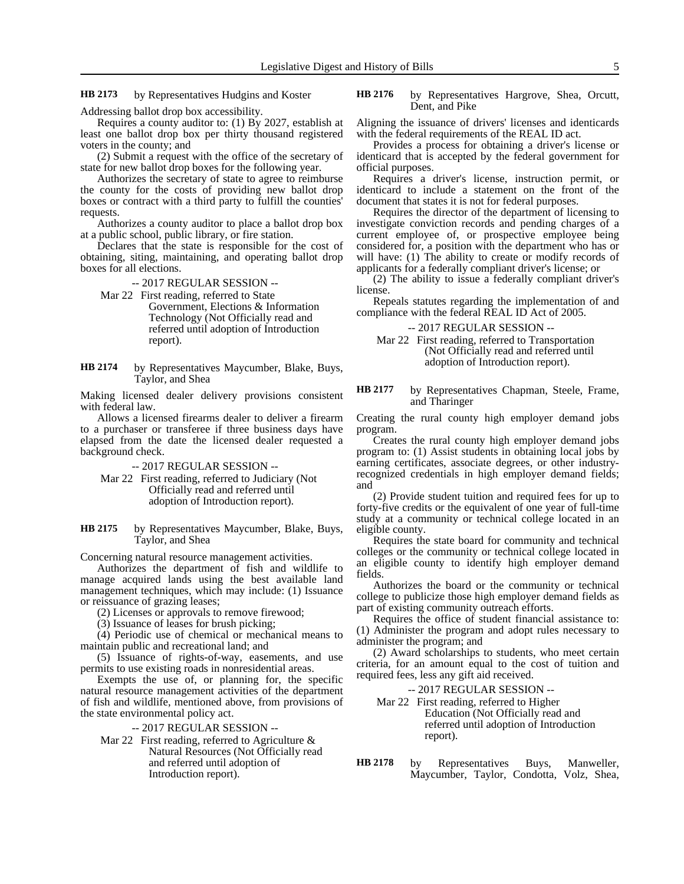**HB 2173** by Representatives Hudgins and Koster

Addressing ballot drop box accessibility.

Requires a county auditor to: (1) By 2027, establish at least one ballot drop box per thirty thousand registered voters in the county; and

(2) Submit a request with the office of the secretary of state for new ballot drop boxes for the following year.

Authorizes the secretary of state to agree to reimburse the county for the costs of providing new ballot drop boxes or contract with a third party to fulfill the counties' requests.

Authorizes a county auditor to place a ballot drop box at a public school, public library, or fire station.

Declares that the state is responsible for the cost of obtaining, siting, maintaining, and operating ballot drop boxes for all elections.

-- 2017 REGULAR SESSION --

Mar 22 First reading, referred to State Government, Elections & Information Technology (Not Officially read and referred until adoption of Introduction report).

**HB 2174** by Representatives Maycumber, Blake, Buys, Taylor, and Shea

Making licensed dealer delivery provisions consistent with federal law.

Allows a licensed firearms dealer to deliver a firearm to a purchaser or transferee if three business days have elapsed from the date the licensed dealer requested a background check.

-- 2017 REGULAR SESSION --

Mar 22 First reading, referred to Judiciary (Not Officially read and referred until adoption of Introduction report).

**HB 2175** by Representatives Maycumber, Blake, Buys, Taylor, and Shea

Concerning natural resource management activities.

Authorizes the department of fish and wildlife to manage acquired lands using the best available land management techniques, which may include: (1) Issuance or reissuance of grazing leases;

(2) Licenses or approvals to remove firewood;

(3) Issuance of leases for brush picking;

(4) Periodic use of chemical or mechanical means to maintain public and recreational land; and

(5) Issuance of rights-of-way, easements, and use permits to use existing roads in nonresidential areas.

Exempts the use of, or planning for, the specific natural resource management activities of the department of fish and wildlife, mentioned above, from provisions of the state environmental policy act.

-- 2017 REGULAR SESSION --

Mar 22 First reading, referred to Agriculture & Natural Resources (Not Officially read and referred until adoption of Introduction report).

**HB 2176** by Representatives Hargrove, Shea, Orcutt, Dent, and Pike

Aligning the issuance of drivers' licenses and identicards with the federal requirements of the REAL ID act.

Provides a process for obtaining a driver's license or identicard that is accepted by the federal government for official purposes.

Requires a driver's license, instruction permit, or identicard to include a statement on the front of the document that states it is not for federal purposes.

Requires the director of the department of licensing to investigate conviction records and pending charges of a current employee of, or prospective employee being considered for, a position with the department who has or will have: (1) The ability to create or modify records of applicants for a federally compliant driver's license; or

(2) The ability to issue a federally compliant driver's license.

Repeals statutes regarding the implementation of and compliance with the federal REAL ID Act of 2005.

-- 2017 REGULAR SESSION --

Mar 22 First reading, referred to Transportation (Not Officially read and referred until adoption of Introduction report).

**HB 2177** by Representatives Chapman, Steele, Frame, and Tharinger

Creating the rural county high employer demand jobs program.

Creates the rural county high employer demand jobs program to: (1) Assist students in obtaining local jobs by earning certificates, associate degrees, or other industry-recognized credentials in high employer demand fields; and

(2) Provide student tuition and required fees for up to forty-five credits or the equivalent of one year of full-time study at a community or technical college located in an eligible county.

Requires the state board for community and technical colleges or the community or technical college located in an eligible county to identify high employer demand fields.

Authorizes the board or the community or technical college to publicize those high employer demand fields as part of existing community outreach efforts.

Requires the office of student financial assistance to: (1) Administer the program and adopt rules necessary to administer the program; and

(2) Award scholarships to students, who meet certain criteria, for an amount equal to the cost of tuition and required fees, less any gift aid received.

-- 2017 REGULAR SESSION --

Mar 22 First reading, referred to Higher Education (Not Officially read and referred until adoption of Introduction report).

**HB 2178** by Representatives Buys, Manweller, Maycumber, Taylor, Condotta, Volz, Shea,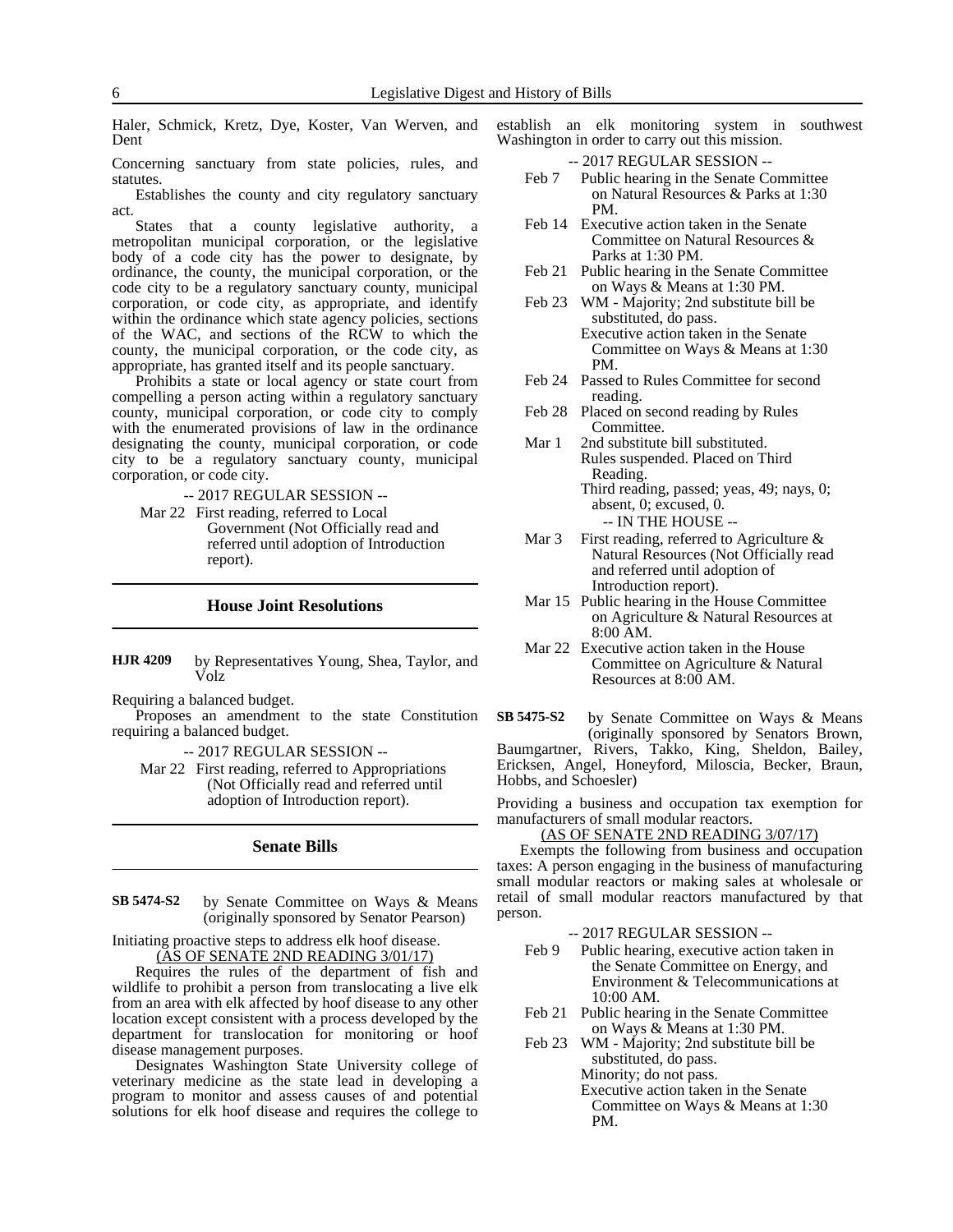Haler, Schmick, Kretz, Dye, Koster, Van Werven, and Dent

Concerning sanctuary from state policies, rules, and statutes.

Establishes the county and city regulatory sanctuary act.

States that a county legislative authority, a metropolitan municipal corporation, or the legislative body of a code city has the power to designate, by ordinance, the county, the municipal corporation, or the code city to be a regulatory sanctuary county, municipal corporation, or code city, as appropriate, and identify within the ordinance which state agency policies, sections of the WAC, and sections of the RCW to which the county, the municipal corporation, or the code city, as appropriate, has granted itself and its people sanctuary.

Prohibits a state or local agency or state court from compelling a person acting within a regulatory sanctuary county, municipal corporation, or code city to comply with the enumerated provisions of law in the ordinance designating the county, municipal corporation, or code city to be a regulatory sanctuary county, municipal corporation, or code city.

-- 2017 REGULAR SESSION --

Mar 22 First reading, referred to Local Government (Not Officially read and referred until adoption of Introduction report).

## House Joint Resolutions

**HJR 4209** by Representatives Young, Shea, Taylor, and Volz

Requiring a balanced budget.

Proposes an amendment to the state Constitution requiring a balanced budget.

-- 2017 REGULAR SESSION --

Mar 22 First reading, referred to Appropriations (Not Officially read and referred until adoption of Introduction report).

## Senate Bills

**SB 5474-S2** by Senate Committee on Ways & Means (originally sponsored by Senator Pearson)

Initiating proactive steps to address elk hoof disease.

(AS OF SENATE 2ND READING 3/01/17)

Requires the rules of the department of fish and wildlife to prohibit a person from translocating a live elk from an area with elk affected by hoof disease to any other location except consistent with a process developed by the department for translocation for monitoring or hoof disease management purposes.

Designates Washington State University college of veterinary medicine as the state lead in developing a program to monitor and assess causes of and potential solutions for elk hoof disease and requires the college to establish an elk monitoring system in southwest Washington in order to carry out this mission.

-- 2017 REGULAR SESSION --

Feb 7 Public hearing in the Senate Committee on Natural Resources & Parks at 1:30 PM.

Feb 14 Executive action taken in the Senate Committee on Natural Resources & Parks at 1:30 PM.

Feb 21 Public hearing in the Senate Committee on Ways & Means at 1:30 PM.

Feb 23 WM - Majority; 2nd substitute bill be substituted, do pass.
Executive action taken in the Senate Committee on Ways & Means at 1:30 PM.

Feb 24 Passed to Rules Committee for second reading.

Feb 28 Placed on second reading by Rules Committee.

Mar 1 2nd substitute bill substituted.
Rules suspended. Placed on Third Reading.
Third reading, passed; yeas, 49; nays, 0; absent, 0; excused, 0.

-- IN THE HOUSE --

Mar 3 First reading, referred to Agriculture & Natural Resources (Not Officially read and referred until adoption of Introduction report).

Mar 15 Public hearing in the House Committee on Agriculture & Natural Resources at 8:00 AM.

Mar 22 Executive action taken in the House Committee on Agriculture & Natural Resources at 8:00 AM.

**SB 5475-S2** by Senate Committee on Ways & Means (originally sponsored by Senators Brown, Baumgartner, Rivers, Takko, King, Sheldon, Bailey, Ericksen, Angel, Honeyford, Miloscia, Becker, Braun, Hobbs, and Schoesler)

Providing a business and occupation tax exemption for manufacturers of small modular reactors.

(AS OF SENATE 2ND READING 3/07/17)

Exempts the following from business and occupation taxes: A person engaging in the business of manufacturing small modular reactors or making sales at wholesale or retail of small modular reactors manufactured by that person.

-- 2017 REGULAR SESSION --

Feb 9 Public hearing, executive action taken in the Senate Committee on Energy, and Environment & Telecommunications at 10:00 AM.

Feb 21 Public hearing in the Senate Committee on Ways & Means at 1:30 PM.

Feb 23 WM - Majority; 2nd substitute bill be substituted, do pass.
Minority; do not pass.
Executive action taken in the Senate Committee on Ways & Means at 1:30 PM.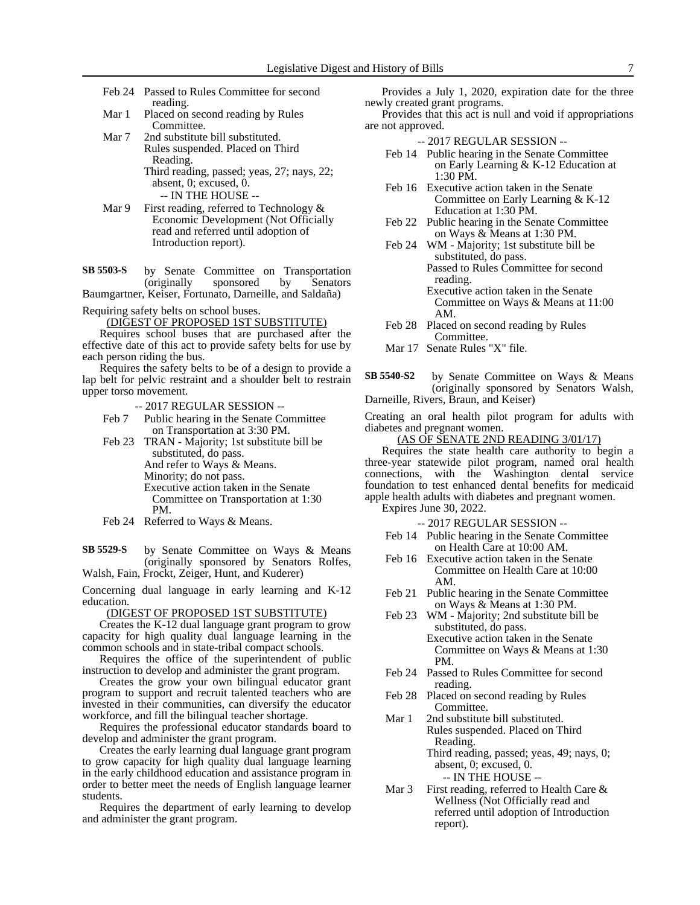Feb 24 Passed to Rules Committee for second reading.

Mar 1 Placed on second reading by Rules Committee.

Mar 7 2nd substitute bill substituted.
Rules suspended. Placed on Third Reading.
Third reading, passed; yeas, 27; nays, 22; absent, 0; excused, 0.

-- IN THE HOUSE --

Mar 9 First reading, referred to Technology & Economic Development (Not Officially read and referred until adoption of Introduction report).

**SB 5503-S** by Senate Committee on Transportation (originally sponsored by Senators Baumgartner, Keiser, Fortunato, Darneille, and Saldaña)

Requiring safety belts on school buses.

(DIGEST OF PROPOSED 1ST SUBSTITUTE)

Requires school buses that are purchased after the effective date of this act to provide safety belts for use by each person riding the bus.

Requires the safety belts to be of a design to provide a lap belt for pelvic restraint and a shoulder belt to restrain upper torso movement.

-- 2017 REGULAR SESSION --

Feb 7 Public hearing in the Senate Committee on Transportation at 3:30 PM.

Feb 23 TRAN - Majority; 1st substitute bill be substituted, do pass.
And refer to Ways & Means.
Minority; do not pass.
Executive action taken in the Senate Committee on Transportation at 1:30 PM.

Feb 24 Referred to Ways & Means.

**SB 5529-S** by Senate Committee on Ways & Means (originally sponsored by Senators Rolfes, Walsh, Fain, Frockt, Zeiger, Hunt, and Kuderer)

Concerning dual language in early learning and K-12 education.

(DIGEST OF PROPOSED 1ST SUBSTITUTE)

Creates the K-12 dual language grant program to grow capacity for high quality dual language learning in the common schools and in state-tribal compact schools.

Requires the office of the superintendent of public instruction to develop and administer the grant program.

Creates the grow your own bilingual educator grant program to support and recruit talented teachers who are invested in their communities, can diversify the educator workforce, and fill the bilingual teacher shortage.

Requires the professional educator standards board to develop and administer the grant program.

Creates the early learning dual language grant program to grow capacity for high quality dual language learning in the early childhood education and assistance program in order to better meet the needs of English language learner students.

Requires the department of early learning to develop and administer the grant program.

Provides a July 1, 2020, expiration date for the three newly created grant programs.

Provides that this act is null and void if appropriations are not approved.

-- 2017 REGULAR SESSION --

Feb 14 Public hearing in the Senate Committee on Early Learning & K-12 Education at 1:30 PM.

Feb 16 Executive action taken in the Senate Committee on Early Learning & K-12 Education at 1:30 PM.

Feb 22 Public hearing in the Senate Committee on Ways & Means at 1:30 PM.

Feb 24 WM - Majority; 1st substitute bill be substituted, do pass.
Passed to Rules Committee for second reading.
Executive action taken in the Senate Committee on Ways & Means at 11:00 AM.

Feb 28 Placed on second reading by Rules Committee.

Mar 17 Senate Rules "X" file.

**SB 5540-S2** by Senate Committee on Ways & Means (originally sponsored by Senators Walsh, Darneille, Rivers, Braun, and Keiser)

Creating an oral health pilot program for adults with diabetes and pregnant women.

(AS OF SENATE 2ND READING 3/01/17)

Requires the state health care authority to begin a three-year statewide pilot program, named oral health connections, with the Washington dental service foundation to test enhanced dental benefits for medicaid apple health adults with diabetes and pregnant women.

Expires June 30, 2022.

-- 2017 REGULAR SESSION --

Feb 14 Public hearing in the Senate Committee on Health Care at 10:00 AM.

Feb 16 Executive action taken in the Senate Committee on Health Care at 10:00 AM.

Feb 21 Public hearing in the Senate Committee on Ways & Means at 1:30 PM.

Feb 23 WM - Majority; 2nd substitute bill be substituted, do pass.
Executive action taken in the Senate Committee on Ways & Means at 1:30 PM.

Feb 24 Passed to Rules Committee for second reading.

Feb 28 Placed on second reading by Rules Committee.

Mar 1 2nd substitute bill substituted.
Rules suspended. Placed on Third Reading.
Third reading, passed; yeas, 49; nays, 0; absent, 0; excused, 0.

-- IN THE HOUSE --

Mar 3 First reading, referred to Health Care & Wellness (Not Officially read and referred until adoption of Introduction report).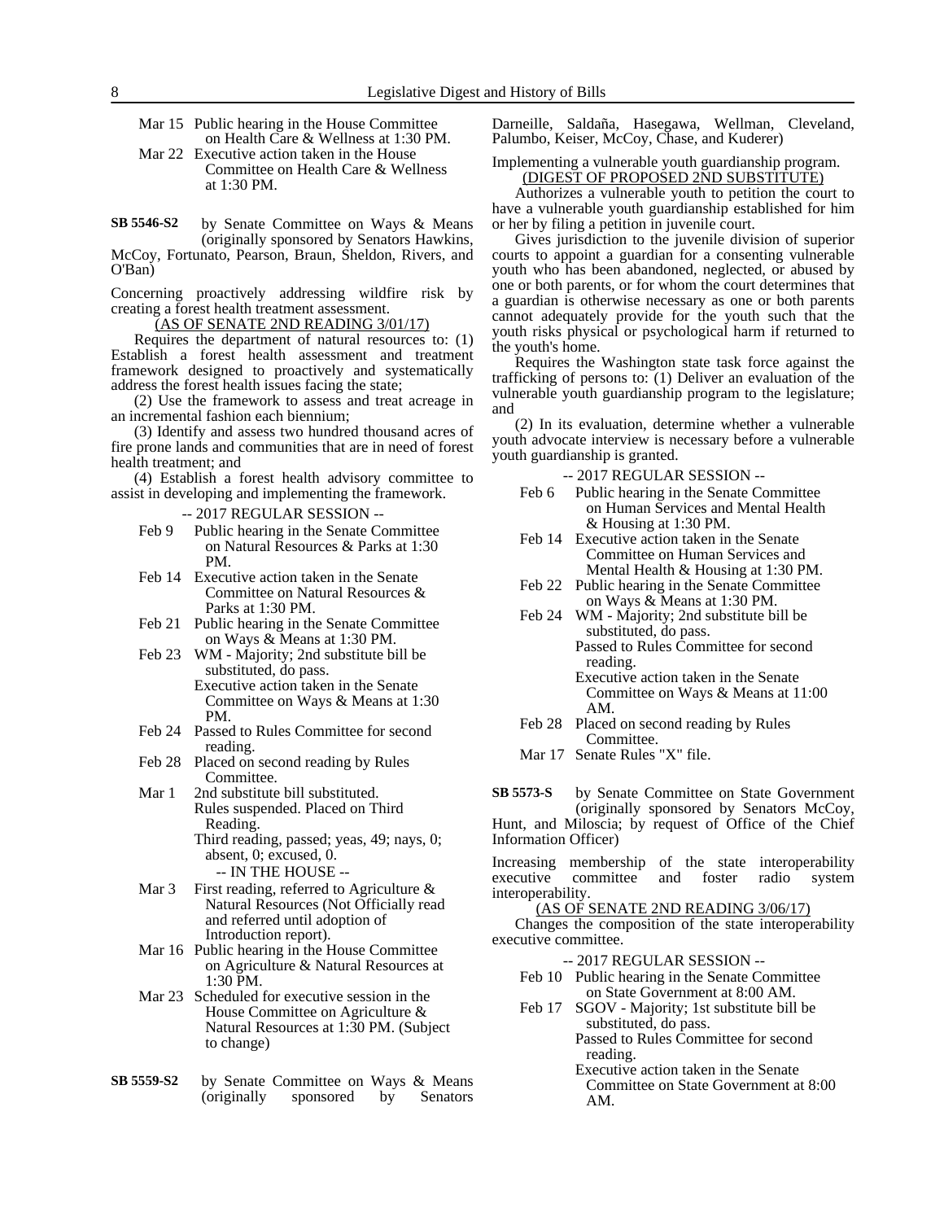Mar 15 Public hearing in the House Committee on Health Care & Wellness at 1:30 PM.
Mar 22 Executive action taken in the House Committee on Health Care & Wellness at 1:30 PM.

**SB 5546-S2** by Senate Committee on Ways & Means (originally sponsored by Senators Hawkins, McCoy, Fortunato, Pearson, Braun, Sheldon, Rivers, and O'Ban)

Concerning proactively addressing wildfire risk by creating a forest health treatment assessment.

(AS OF SENATE 2ND READING 3/01/17)

Requires the department of natural resources to: (1) Establish a forest health assessment and treatment framework designed to proactively and systematically address the forest health issues facing the state;

(2) Use the framework to assess and treat acreage in an incremental fashion each biennium;

(3) Identify and assess two hundred thousand acres of fire prone lands and communities that are in need of forest health treatment; and

(4) Establish a forest health advisory committee to assist in developing and implementing the framework.

-- 2017 REGULAR SESSION --

Feb 9 Public hearing in the Senate Committee on Natural Resources & Parks at 1:30 PM.
Feb 14 Executive action taken in the Senate Committee on Natural Resources & Parks at 1:30 PM.
Feb 21 Public hearing in the Senate Committee on Ways & Means at 1:30 PM.
Feb 23 WM - Majority; 2nd substitute bill be substituted, do pass.
Executive action taken in the Senate Committee on Ways & Means at 1:30 PM.
Feb 24 Passed to Rules Committee for second reading.
Feb 28 Placed on second reading by Rules Committee.
Mar 1 2nd substitute bill substituted.
Rules suspended. Placed on Third Reading.
Third reading, passed; yeas, 49; nays, 0; absent, 0; excused, 0.
-- IN THE HOUSE --
Mar 3 First reading, referred to Agriculture & Natural Resources (Not Officially read and referred until adoption of Introduction report).
Mar 16 Public hearing in the House Committee on Agriculture & Natural Resources at 1:30 PM.
Mar 23 Scheduled for executive session in the House Committee on Agriculture & Natural Resources at 1:30 PM. (Subject to change)

**SB 5559-S2** by Senate Committee on Ways & Means (originally sponsored by Senators Darneille, Saldaña, Hasegawa, Wellman, Cleveland, Palumbo, Keiser, McCoy, Chase, and Kuderer)

Implementing a vulnerable youth guardianship program.

(DIGEST OF PROPOSED 2ND SUBSTITUTE)

Authorizes a vulnerable youth to petition the court to have a vulnerable youth guardianship established for him or her by filing a petition in juvenile court.

Gives jurisdiction to the juvenile division of superior courts to appoint a guardian for a consenting vulnerable youth who has been abandoned, neglected, or abused by one or both parents, or for whom the court determines that a guardian is otherwise necessary as one or both parents cannot adequately provide for the youth such that the youth risks physical or psychological harm if returned to the youth's home.

Requires the Washington state task force against the trafficking of persons to: (1) Deliver an evaluation of the vulnerable youth guardianship program to the legislature; and

(2) In its evaluation, determine whether a vulnerable youth advocate interview is necessary before a vulnerable youth guardianship is granted.

-- 2017 REGULAR SESSION --

Feb 6 Public hearing in the Senate Committee on Human Services and Mental Health & Housing at 1:30 PM.
Feb 14 Executive action taken in the Senate Committee on Human Services and Mental Health & Housing at 1:30 PM.
Feb 22 Public hearing in the Senate Committee on Ways & Means at 1:30 PM.
Feb 24 WM - Majority; 2nd substitute bill be substituted, do pass.
Passed to Rules Committee for second reading.
Executive action taken in the Senate Committee on Ways & Means at 11:00 AM.
Feb 28 Placed on second reading by Rules Committee.
Mar 17 Senate Rules "X" file.

**SB 5573-S** by Senate Committee on State Government (originally sponsored by Senators McCoy, Hunt, and Miloscia; by request of Office of the Chief Information Officer)

Increasing membership of the state interoperability executive committee and foster radio system interoperability.

(AS OF SENATE 2ND READING 3/06/17)

Changes the composition of the state interoperability executive committee.

-- 2017 REGULAR SESSION --

Feb 10 Public hearing in the Senate Committee on State Government at 8:00 AM.
Feb 17 SGOV - Majority; 1st substitute bill be substituted, do pass.
Passed to Rules Committee for second reading.
Executive action taken in the Senate Committee on State Government at 8:00 AM.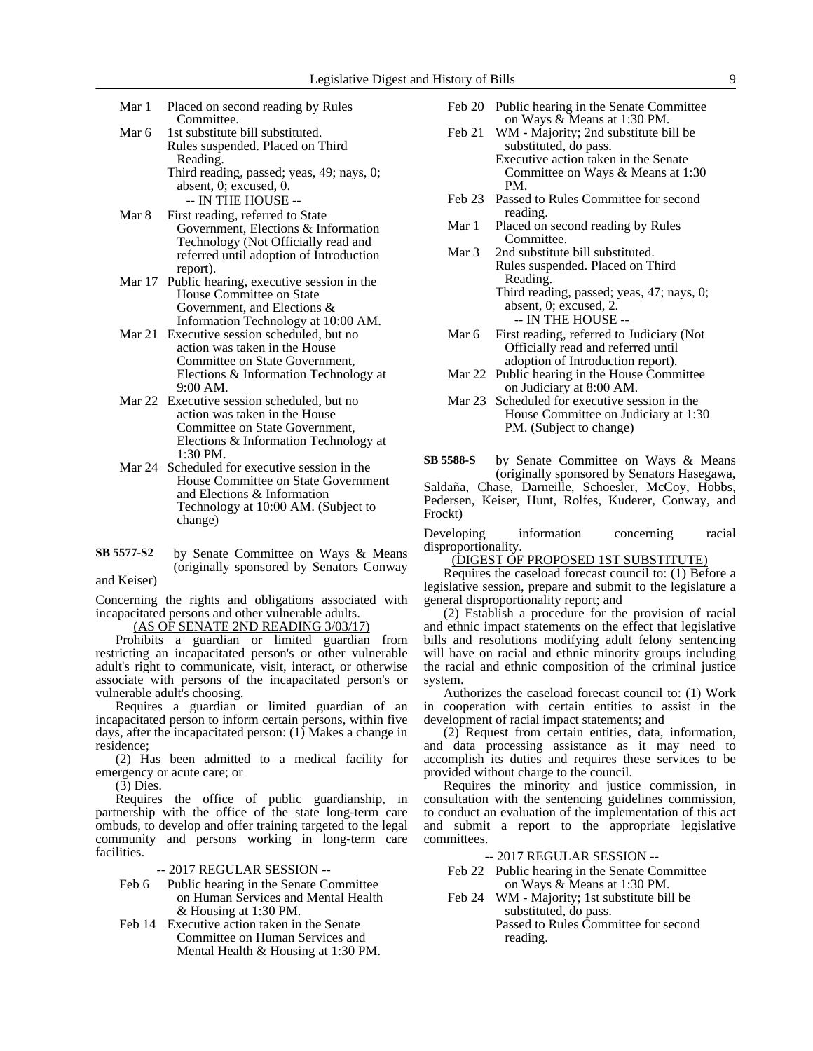Mar 1 Placed on second reading by Rules Committee.

Mar 6 1st substitute bill substituted.
Rules suspended. Placed on Third Reading.
Third reading, passed; yeas, 49; nays, 0; absent, 0; excused, 0.

-- IN THE HOUSE --

Mar 8 First reading, referred to State Government, Elections & Information Technology (Not Officially read and referred until adoption of Introduction report).

Mar 17 Public hearing, executive session in the House Committee on State Government, and Elections & Information Technology at 10:00 AM.

Mar 21 Executive session scheduled, but no action was taken in the House Committee on State Government, Elections & Information Technology at 9:00 AM.

Mar 22 Executive session scheduled, but no action was taken in the House Committee on State Government, Elections & Information Technology at 1:30 PM.

Mar 24 Scheduled for executive session in the House Committee on State Government and Elections & Information Technology at 10:00 AM. (Subject to change)

**SB 5577-S2** by Senate Committee on Ways & Means (originally sponsored by Senators Conway and Keiser)

Concerning the rights and obligations associated with incapacitated persons and other vulnerable adults.

(AS OF SENATE 2ND READING 3/03/17)

Prohibits a guardian or limited guardian from restricting an incapacitated person's or other vulnerable adult's right to communicate, visit, interact, or otherwise associate with persons of the incapacitated person's or vulnerable adult's choosing.

Requires a guardian or limited guardian of an incapacitated person to inform certain persons, within five days, after the incapacitated person: (1) Makes a change in residence;

(2) Has been admitted to a medical facility for emergency or acute care; or

(3) Dies.

Requires the office of public guardianship, in partnership with the office of the state long-term care ombuds, to develop and offer training targeted to the legal community and persons working in long-term care facilities.

-- 2017 REGULAR SESSION --

Feb 6 Public hearing in the Senate Committee on Human Services and Mental Health & Housing at 1:30 PM.

Feb 14 Executive action taken in the Senate Committee on Human Services and Mental Health & Housing at 1:30 PM.

Feb 20 Public hearing in the Senate Committee on Ways & Means at 1:30 PM.

Feb 21 WM - Majority; 2nd substitute bill be substituted, do pass.
Executive action taken in the Senate Committee on Ways & Means at 1:30 PM.

Feb 23 Passed to Rules Committee for second reading.

Mar 1 Placed on second reading by Rules Committee.

Mar 3 2nd substitute bill substituted.
Rules suspended. Placed on Third Reading.
Third reading, passed; yeas, 47; nays, 0; absent, 0; excused, 2.

-- IN THE HOUSE --

Mar 6 First reading, referred to Judiciary (Not Officially read and referred until adoption of Introduction report).

Mar 22 Public hearing in the House Committee on Judiciary at 8:00 AM.

Mar 23 Scheduled for executive session in the House Committee on Judiciary at 1:30 PM. (Subject to change)

**SB 5588-S** by Senate Committee on Ways & Means (originally sponsored by Senators Hasegawa, Saldaña, Chase, Darneille, Schoesler, McCoy, Hobbs, Pedersen, Keiser, Hunt, Rolfes, Kuderer, Conway, and Frockt)

Developing information concerning racial disproportionality.

(DIGEST OF PROPOSED 1ST SUBSTITUTE)

Requires the caseload forecast council to: (1) Before a legislative session, prepare and submit to the legislature a general disproportionality report; and

(2) Establish a procedure for the provision of racial and ethnic impact statements on the effect that legislative bills and resolutions modifying adult felony sentencing will have on racial and ethnic minority groups including the racial and ethnic composition of the criminal justice system.

Authorizes the caseload forecast council to: (1) Work in cooperation with certain entities to assist in the development of racial impact statements; and

(2) Request from certain entities, data, information, and data processing assistance as it may need to accomplish its duties and requires these services to be provided without charge to the council.

Requires the minority and justice commission, in consultation with the sentencing guidelines commission, to conduct an evaluation of the implementation of this act and submit a report to the appropriate legislative committees.

-- 2017 REGULAR SESSION --

Feb 22 Public hearing in the Senate Committee on Ways & Means at 1:30 PM.

Feb 24 WM - Majority; 1st substitute bill be substituted, do pass.
Passed to Rules Committee for second reading.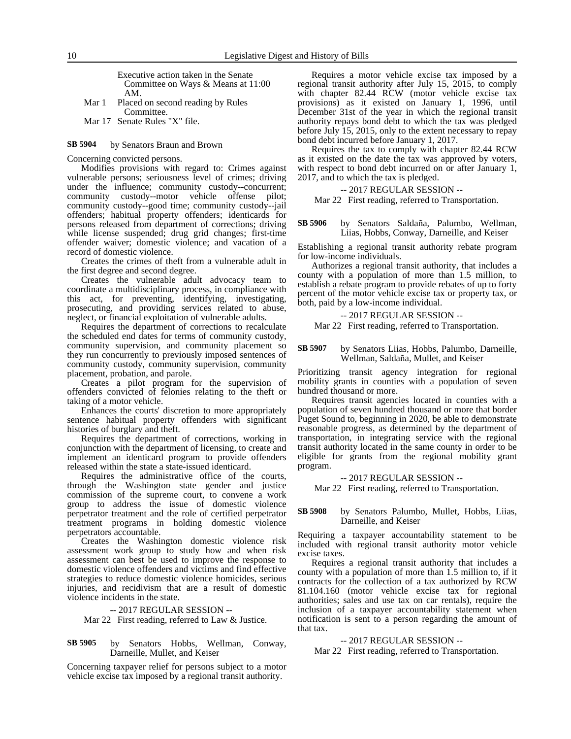Executive action taken in the Senate Committee on Ways & Means at 11:00 AM.

Mar 1 Placed on second reading by Rules Committee.

Mar 17 Senate Rules "X" file.

**SB 5904** by Senators Braun and Brown

Concerning convicted persons.

Modifies provisions with regard to: Crimes against vulnerable persons; seriousness level of crimes; driving under the influence; community custody--concurrent; community custody--motor vehicle offense pilot; community custody--good time; community custody--jail offenders; habitual property offenders; identicards for persons released from department of corrections; driving while license suspended; drug grid changes; first-time offender waiver; domestic violence; and vacation of a record of domestic violence.

Creates the crimes of theft from a vulnerable adult in the first degree and second degree.

Creates the vulnerable adult advocacy team to coordinate a multidisciplinary process, in compliance with this act, for preventing, identifying, investigating, prosecuting, and providing services related to abuse, neglect, or financial exploitation of vulnerable adults.

Requires the department of corrections to recalculate the scheduled end dates for terms of community custody, community supervision, and community placement so they run concurrently to previously imposed sentences of community custody, community supervision, community placement, probation, and parole.

Creates a pilot program for the supervision of offenders convicted of felonies relating to the theft or taking of a motor vehicle.

Enhances the courts' discretion to more appropriately sentence habitual property offenders with significant histories of burglary and theft.

Requires the department of corrections, working in conjunction with the department of licensing, to create and implement an identicard program to provide offenders released within the state a state-issued identicard.

Requires the administrative office of the courts, through the Washington state gender and justice commission of the supreme court, to convene a work group to address the issue of domestic violence perpetrator treatment and the role of certified perpetrator treatment programs in holding domestic violence perpetrators accountable.

Creates the Washington domestic violence risk assessment work group to study how and when risk assessment can best be used to improve the response to domestic violence offenders and victims and find effective strategies to reduce domestic violence homicides, serious injuries, and recidivism that are a result of domestic violence incidents in the state.

-- 2017 REGULAR SESSION --

Mar 22 First reading, referred to Law & Justice.

**SB 5905** by Senators Hobbs, Wellman, Conway, Darneille, Mullet, and Keiser

Concerning taxpayer relief for persons subject to a motor vehicle excise tax imposed by a regional transit authority.

Requires a motor vehicle excise tax imposed by a regional transit authority after July 15, 2015, to comply with chapter 82.44 RCW (motor vehicle excise tax provisions) as it existed on January 1, 1996, until December 31st of the year in which the regional transit authority repays bond debt to which the tax was pledged before July 15, 2015, only to the extent necessary to repay bond debt incurred before January 1, 2017.

Requires the tax to comply with chapter 82.44 RCW as it existed on the date the tax was approved by voters, with respect to bond debt incurred on or after January 1, 2017, and to which the tax is pledged.

-- 2017 REGULAR SESSION --

Mar 22 First reading, referred to Transportation.

**SB 5906** by Senators Saldaña, Palumbo, Wellman, Liias, Hobbs, Conway, Darneille, and Keiser

Establishing a regional transit authority rebate program for low-income individuals.

Authorizes a regional transit authority, that includes a county with a population of more than 1.5 million, to establish a rebate program to provide rebates of up to forty percent of the motor vehicle excise tax or property tax, or both, paid by a low-income individual.

-- 2017 REGULAR SESSION --

Mar 22 First reading, referred to Transportation.

**SB 5907** by Senators Liias, Hobbs, Palumbo, Darneille, Wellman, Saldaña, Mullet, and Keiser

Prioritizing transit agency integration for regional mobility grants in counties with a population of seven hundred thousand or more.

Requires transit agencies located in counties with a population of seven hundred thousand or more that border Puget Sound to, beginning in 2020, be able to demonstrate reasonable progress, as determined by the department of transportation, in integrating service with the regional transit authority located in the same county in order to be eligible for grants from the regional mobility grant program.

-- 2017 REGULAR SESSION --

Mar 22 First reading, referred to Transportation.

**SB 5908** by Senators Palumbo, Mullet, Hobbs, Liias, Darneille, and Keiser

Requiring a taxpayer accountability statement to be included with regional transit authority motor vehicle excise taxes.

Requires a regional transit authority that includes a county with a population of more than 1.5 million to, if it contracts for the collection of a tax authorized by RCW 81.104.160 (motor vehicle excise tax for regional authorities; sales and use tax on car rentals), require the inclusion of a taxpayer accountability statement when notification is sent to a person regarding the amount of that tax.

-- 2017 REGULAR SESSION --

Mar 22 First reading, referred to Transportation.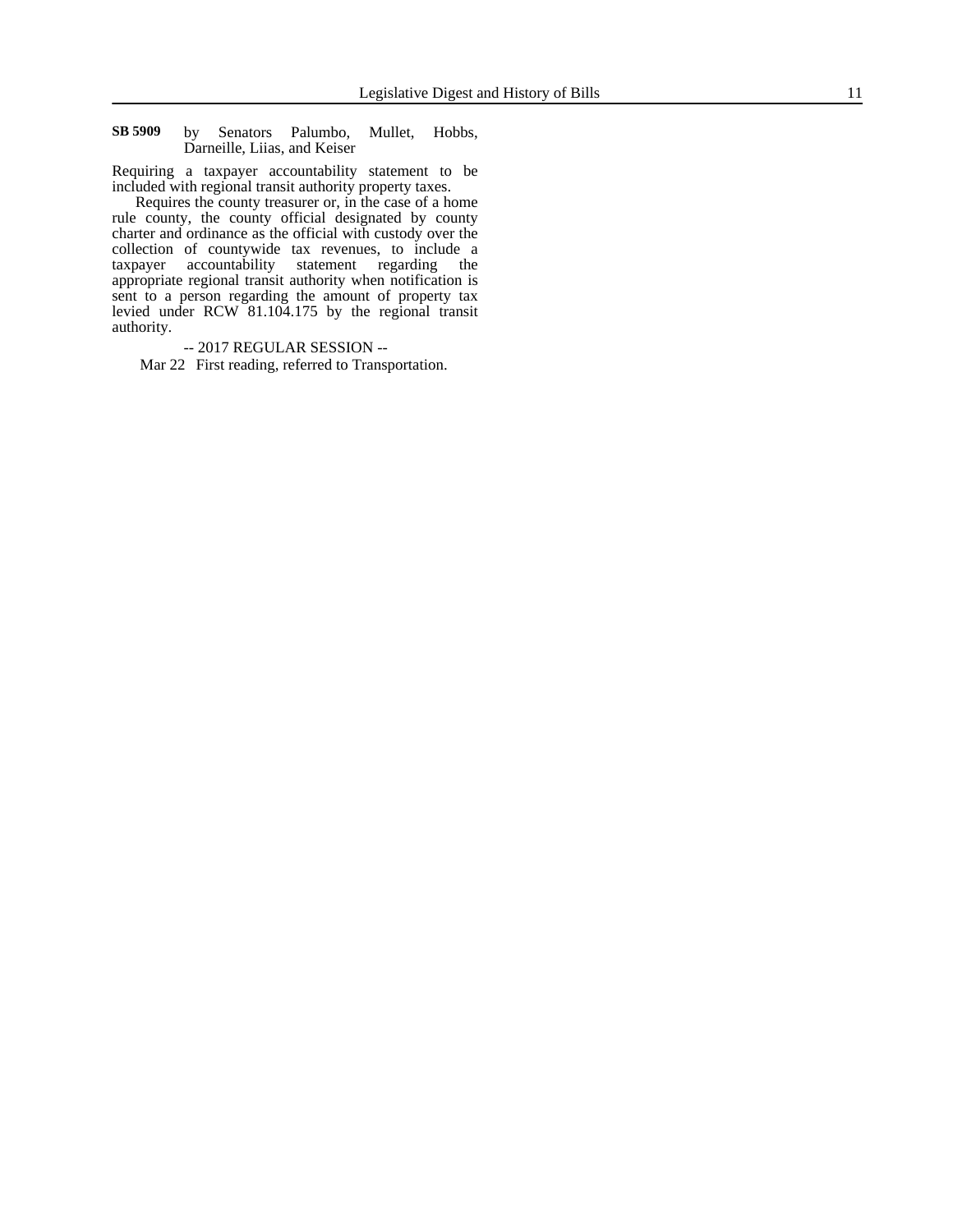**SB 5909** by Senators Palumbo, Mullet, Hobbs, Darneille, Liias, and Keiser

Requiring a taxpayer accountability statement to be included with regional transit authority property taxes.

Requires the county treasurer or, in the case of a home rule county, the county official designated by county charter and ordinance as the official with custody over the collection of countywide tax revenues, to include a taxpayer accountability statement regarding the appropriate regional transit authority when notification is sent to a person regarding the amount of property tax levied under RCW 81.104.175 by the regional transit authority.

-- 2017 REGULAR SESSION --

Mar 22 First reading, referred to Transportation.